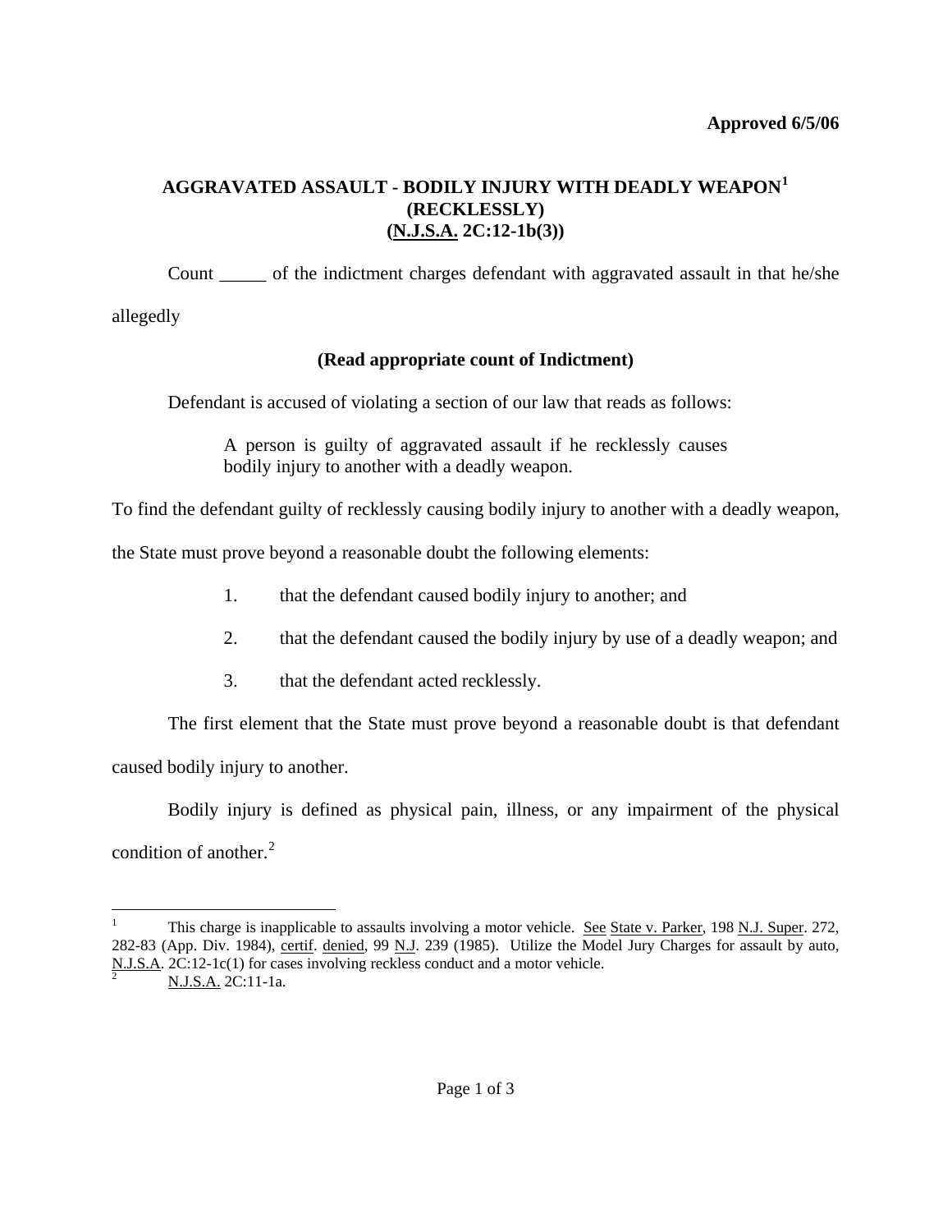**Approved 6/5/06**

## AGGRAVATED ASSAULT - BODILY INJURY WITH DEADLY WEAPON[1] (RECKLESSLY) (N.J.S.A. 2C:12-1b(3))

Count _____ of the indictment charges defendant with aggravated assault in that he/she allegedly

**(Read appropriate count of Indictment)**

Defendant is accused of violating a section of our law that reads as follows:

> A person is guilty of aggravated assault if he recklessly causes bodily injury to another with a deadly weapon.

To find the defendant guilty of recklessly causing bodily injury to another with a deadly weapon, the State must prove beyond a reasonable doubt the following elements:

1. that the defendant caused bodily injury to another; and
2. that the defendant caused the bodily injury by use of a deadly weapon; and
3. that the defendant acted recklessly.

The first element that the State must prove beyond a reasonable doubt is that defendant caused bodily injury to another.

Bodily injury is defined as physical pain, illness, or any impairment of the physical condition of another.[2]

---

[1] This charge is inapplicable to assaults involving a motor vehicle. See State v. Parker, 198 N.J. Super. 272, 282-83 (App. Div. 1984), certif. denied, 99 N.J. 239 (1985). Utilize the Model Jury Charges for assault by auto, N.J.S.A. 2C:12-1c(1) for cases involving reckless conduct and a motor vehicle.

[2] N.J.S.A. 2C:11-1a.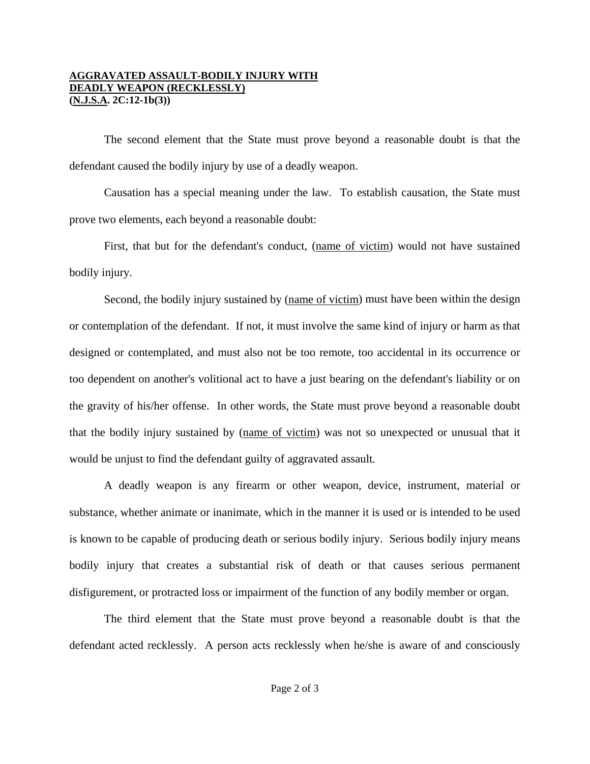**AGGRAVATED ASSAULT-BODILY INJURY WITH DEADLY WEAPON (RECKLESSLY)**
**(N.J.S.A. 2C:12-1b(3))**

The second element that the State must prove beyond a reasonable doubt is that the defendant caused the bodily injury by use of a deadly weapon.

Causation has a special meaning under the law. To establish causation, the State must prove two elements, each beyond a reasonable doubt:

First, that but for the defendant's conduct, (name of victim) would not have sustained bodily injury.

Second, the bodily injury sustained by (name of victim) must have been within the design or contemplation of the defendant. If not, it must involve the same kind of injury or harm as that designed or contemplated, and must also not be too remote, too accidental in its occurrence or too dependent on another's volitional act to have a just bearing on the defendant's liability or on the gravity of his/her offense. In other words, the State must prove beyond a reasonable doubt that the bodily injury sustained by (name of victim) was not so unexpected or unusual that it would be unjust to find the defendant guilty of aggravated assault.

A deadly weapon is any firearm or other weapon, device, instrument, material or substance, whether animate or inanimate, which in the manner it is used or is intended to be used is known to be capable of producing death or serious bodily injury. Serious bodily injury means bodily injury that creates a substantial risk of death or that causes serious permanent disfigurement, or protracted loss or impairment of the function of any bodily member or organ.

The third element that the State must prove beyond a reasonable doubt is that the defendant acted recklessly. A person acts recklessly when he/she is aware of and consciously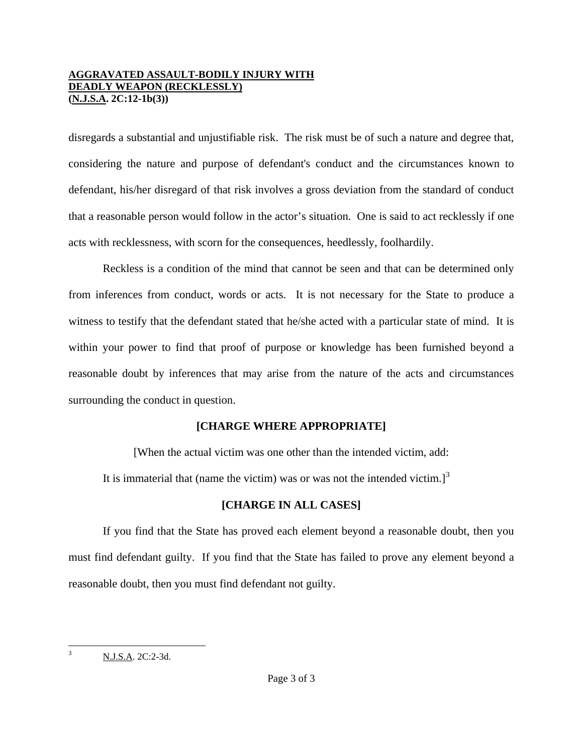disregards a substantial and unjustifiable risk. The risk must be of such a nature and degree that, considering the nature and purpose of defendant's conduct and the circumstances known to defendant, his/her disregard of that risk involves a gross deviation from the standard of conduct that a reasonable person would follow in the actor's situation. One is said to act recklessly if one acts with recklessness, with scorn for the consequences, heedlessly, foolhardily.

Reckless is a condition of the mind that cannot be seen and that can be determined only from inferences from conduct, words or acts. It is not necessary for the State to produce a witness to testify that the defendant stated that he/she acted with a particular state of mind. It is within your power to find that proof of purpose or knowledge has been furnished beyond a reasonable doubt by inferences that may arise from the nature of the acts and circumstances surrounding the conduct in question.

**[CHARGE WHERE APPROPRIATE]**

[When the actual victim was one other than the intended victim, add:

It is immaterial that (name the victim) was or was not the intended victim.][3]

**[CHARGE IN ALL CASES]**

If you find that the State has proved each element beyond a reasonable doubt, then you must find defendant guilty. If you find that the State has failed to prove any element beyond a reasonable doubt, then you must find defendant not guilty.

---

[3] N.J.S.A. 2C:2-3d.